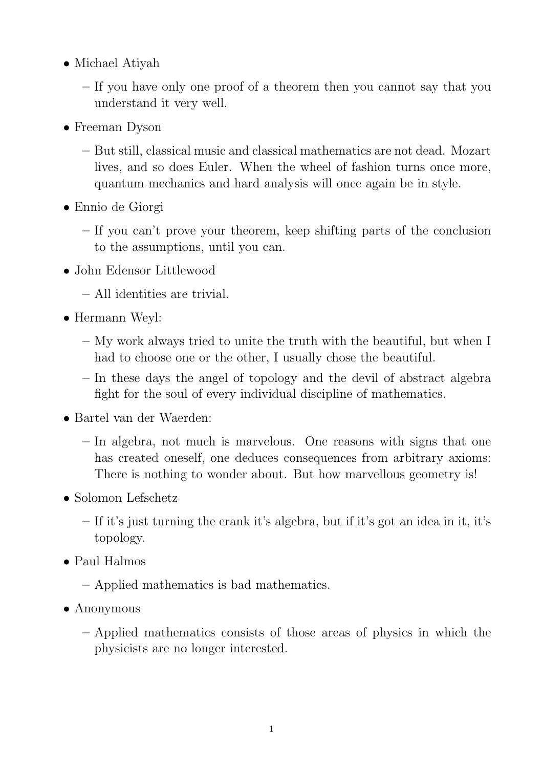- Michael Atiyah
  - If you have only one proof of a theorem then you cannot say that you understand it very well.
- Freeman Dyson
  - But still, classical music and classical mathematics are not dead. Mozart lives, and so does Euler. When the wheel of fashion turns once more, quantum mechanics and hard analysis will once again be in style.
- Ennio de Giorgi
  - If you can't prove your theorem, keep shifting parts of the conclusion to the assumptions, until you can.
- John Edensor Littlewood
  - All identities are trivial.
- Hermann Weyl:
  - My work always tried to unite the truth with the beautiful, but when I had to choose one or the other, I usually chose the beautiful.
  - In these days the angel of topology and the devil of abstract algebra fight for the soul of every individual discipline of mathematics.
- Bartel van der Waerden:
  - In algebra, not much is marvelous. One reasons with signs that one has created oneself, one deduces consequences from arbitrary axioms: There is nothing to wonder about. But how marvellous geometry is!
- Solomon Lefschetz
  - If it's just turning the crank it's algebra, but if it's got an idea in it, it's topology.
- Paul Halmos
  - Applied mathematics is bad mathematics.
- Anonymous
  - Applied mathematics consists of those areas of physics in which the physicists are no longer interested.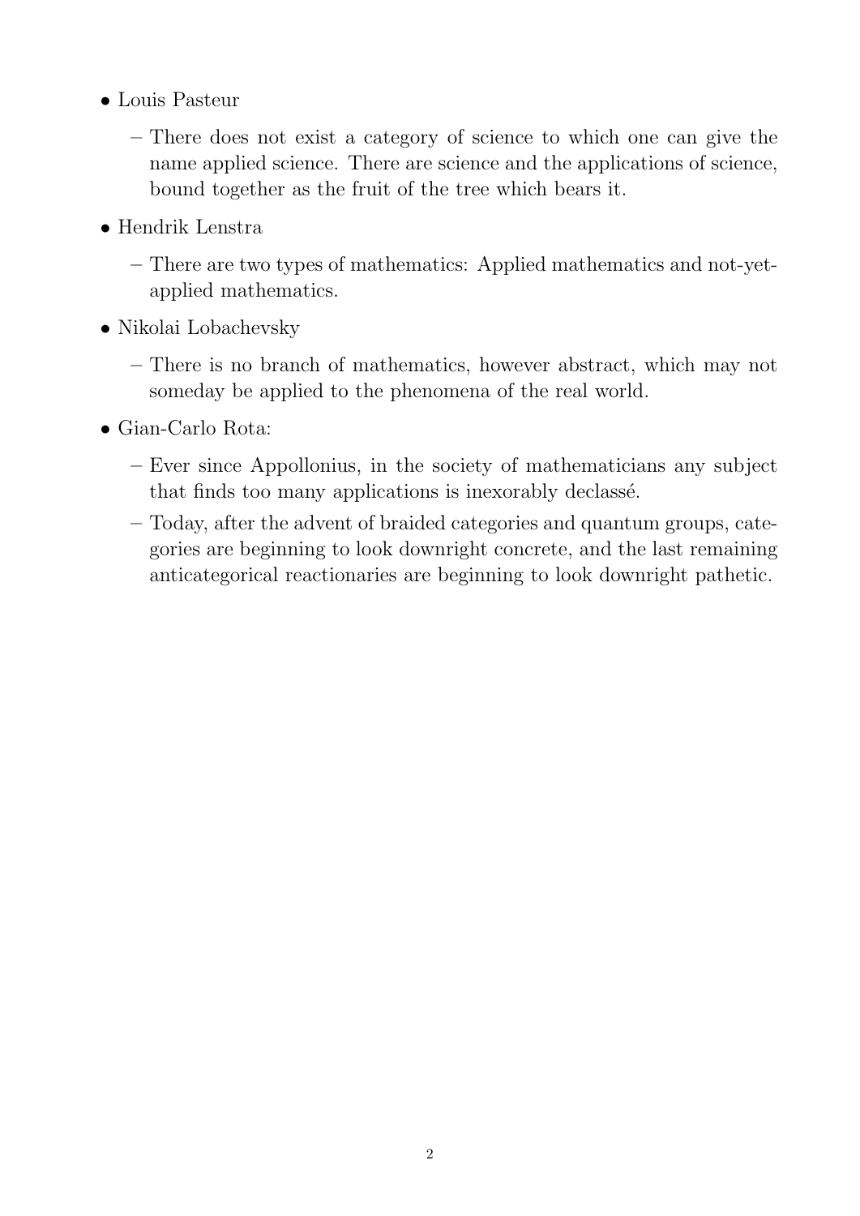- Louis Pasteur
  - There does not exist a category of science to which one can give the name applied science. There are science and the applications of science, bound together as the fruit of the tree which bears it.
- Hendrik Lenstra
  - There are two types of mathematics: Applied mathematics and not-yet-applied mathematics.
- Nikolai Lobachevsky
  - There is no branch of mathematics, however abstract, which may not someday be applied to the phenomena of the real world.
- Gian-Carlo Rota:
  - Ever since Appollonius, in the society of mathematicians any subject that finds too many applications is inexorably declassé.
  - Today, after the advent of braided categories and quantum groups, categories are beginning to look downright concrete, and the last remaining anticategorical reactionaries are beginning to look downright pathetic.